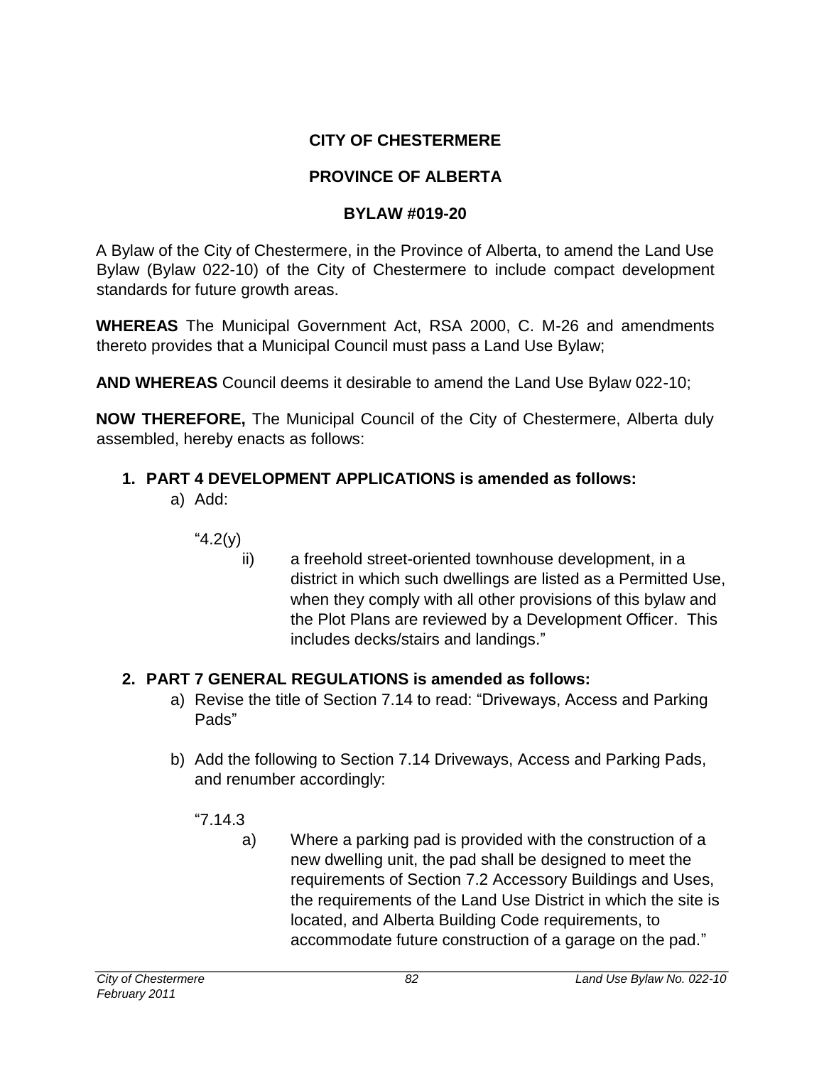**CITY OF CHESTERMERE**

**PROVINCE OF ALBERTA**

**BYLAW #019-20**

A Bylaw of the City of Chestermere, in the Province of Alberta, to amend the Land Use Bylaw (Bylaw 022-10) of the City of Chestermere to include compact development standards for future growth areas.

**WHEREAS** The Municipal Government Act, RSA 2000, C. M-26 and amendments thereto provides that a Municipal Council must pass a Land Use Bylaw;

**AND WHEREAS** Council deems it desirable to amend the Land Use Bylaw 022-10;

**NOW THEREFORE,** The Municipal Council of the City of Chestermere, Alberta duly assembled, hereby enacts as follows:

1. **PART 4 DEVELOPMENT APPLICATIONS is amended as follows:**
   a) Add:

      "4.2(y)

      ii) a freehold street-oriented townhouse development, in a district in which such dwellings are listed as a Permitted Use, when they comply with all other provisions of this bylaw and the Plot Plans are reviewed by a Development Officer. This includes decks/stairs and landings."

2. **PART 7 GENERAL REGULATIONS is amended as follows:**
   a) Revise the title of Section 7.14 to read: "Driveways, Access and Parking Pads"

   b) Add the following to Section 7.14 Driveways, Access and Parking Pads, and renumber accordingly:

      "7.14.3

      a) Where a parking pad is provided with the construction of a new dwelling unit, the pad shall be designed to meet the requirements of Section 7.2 Accessory Buildings and Uses, the requirements of the Land Use District in which the site is located, and Alberta Building Code requirements, to accommodate future construction of a garage on the pad."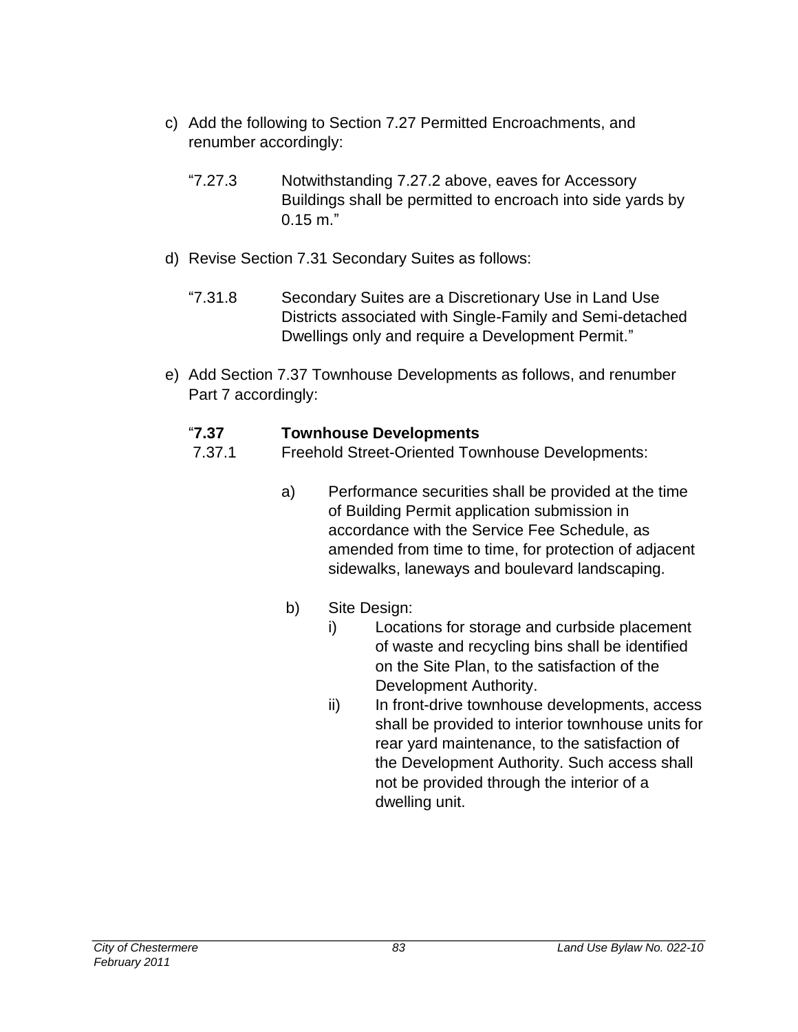c) Add the following to Section 7.27 Permitted Encroachments, and renumber accordingly:

"7.27.3 Notwithstanding 7.27.2 above, eaves for Accessory Buildings shall be permitted to encroach into side yards by 0.15 m."

d) Revise Section 7.31 Secondary Suites as follows:

"7.31.8 Secondary Suites are a Discretionary Use in Land Use Districts associated with Single-Family and Semi-detached Dwellings only and require a Development Permit."

e) Add Section 7.37 Townhouse Developments as follows, and renumber Part 7 accordingly:

"**7.37 Townhouse Developments**

7.37.1 Freehold Street-Oriented Townhouse Developments:

a) Performance securities shall be provided at the time of Building Permit application submission in accordance with the Service Fee Schedule, as amended from time to time, for protection of adjacent sidewalks, laneways and boulevard landscaping.

b) Site Design:

i) Locations for storage and curbside placement of waste and recycling bins shall be identified on the Site Plan, to the satisfaction of the Development Authority.

ii) In front-drive townhouse developments, access shall be provided to interior townhouse units for rear yard maintenance, to the satisfaction of the Development Authority. Such access shall not be provided through the interior of a dwelling unit.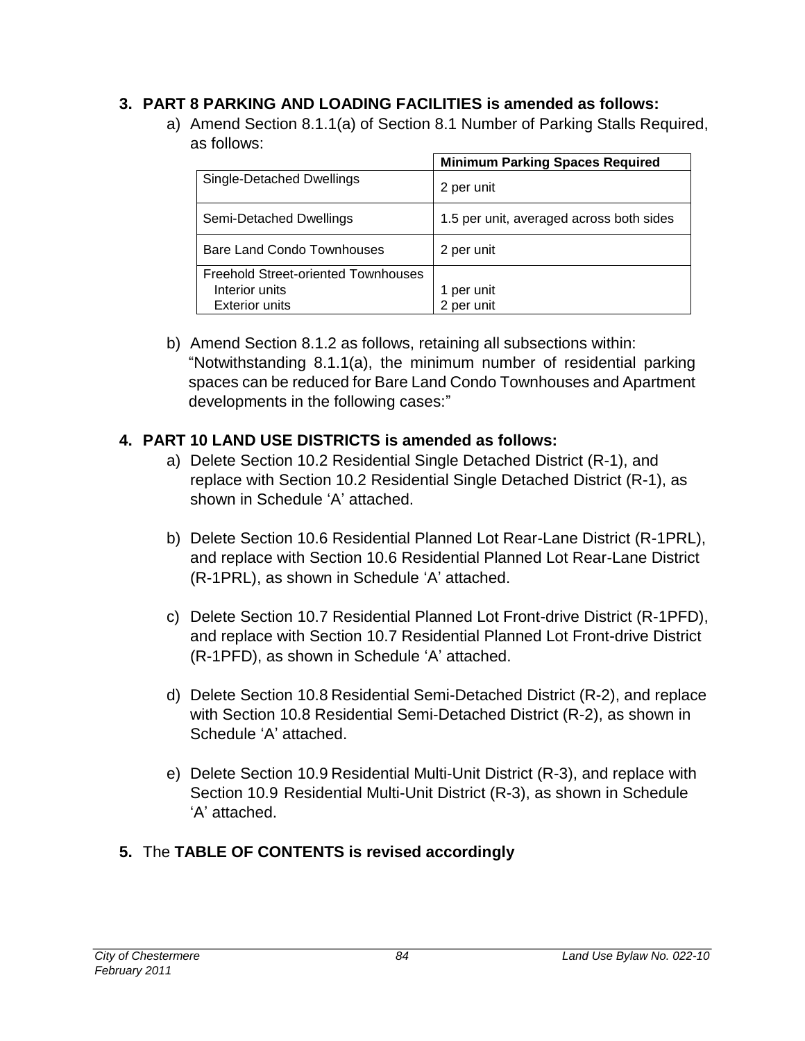**3. PART 8 PARKING AND LOADING FACILITIES is amended as follows:**

a) Amend Section 8.1.1(a) of Section 8.1 Number of Parking Stalls Required, as follows:

| | **Minimum Parking Spaces Required** |
|---|---|
| Single-Detached Dwellings | 2 per unit |
| Semi-Detached Dwellings | 1.5 per unit, averaged across both sides |
| Bare Land Condo Townhouses | 2 per unit |
| Freehold Street-oriented Townhouses<br>Interior units<br>Exterior units | <br>1 per unit<br>2 per unit |

b) Amend Section 8.1.2 as follows, retaining all subsections within: "Notwithstanding 8.1.1(a), the minimum number of residential parking spaces can be reduced for Bare Land Condo Townhouses and Apartment developments in the following cases:"

**4. PART 10 LAND USE DISTRICTS is amended as follows:**

a) Delete Section 10.2 Residential Single Detached District (R-1), and replace with Section 10.2 Residential Single Detached District (R-1), as shown in Schedule 'A' attached.

b) Delete Section 10.6 Residential Planned Lot Rear-Lane District (R-1PRL), and replace with Section 10.6 Residential Planned Lot Rear-Lane District (R-1PRL), as shown in Schedule 'A' attached.

c) Delete Section 10.7 Residential Planned Lot Front-drive District (R-1PFD), and replace with Section 10.7 Residential Planned Lot Front-drive District (R-1PFD), as shown in Schedule 'A' attached.

d) Delete Section 10.8 Residential Semi-Detached District (R-2), and replace with Section 10.8 Residential Semi-Detached District (R-2), as shown in Schedule 'A' attached.

e) Delete Section 10.9 Residential Multi-Unit District (R-3), and replace with Section 10.9 Residential Multi-Unit District (R-3), as shown in Schedule 'A' attached.

**5.** The **TABLE OF CONTENTS is revised accordingly**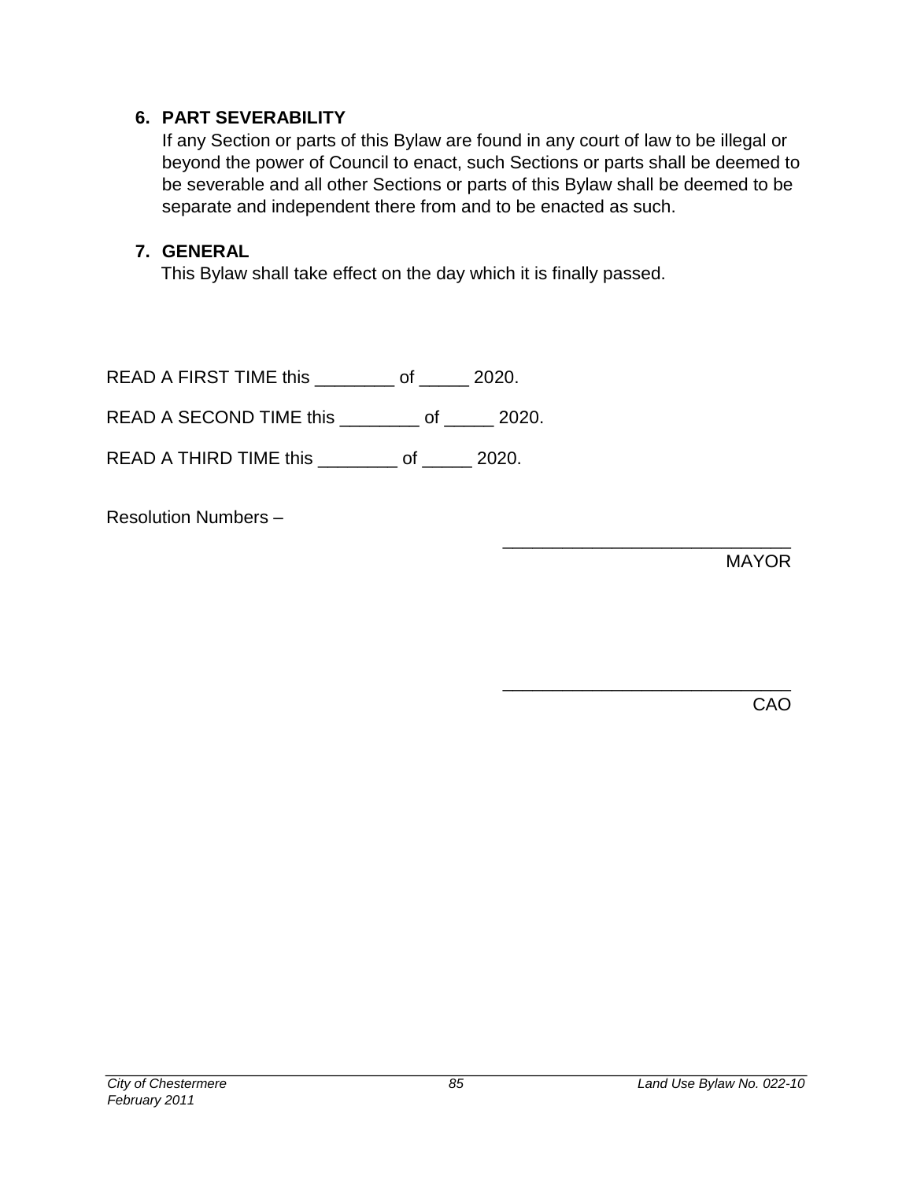### 6. PART SEVERABILITY

If any Section or parts of this Bylaw are found in any court of law to be illegal or beyond the power of Council to enact, such Sections or parts shall be deemed to be severable and all other Sections or parts of this Bylaw shall be deemed to be separate and independent there from and to be enacted as such.

### 7. GENERAL

This Bylaw shall take effect on the day which it is finally passed.

READ A FIRST TIME this ________ of _____ 2020.

READ A SECOND TIME this ________ of _____ 2020.

READ A THIRD TIME this ________ of _____ 2020.

Resolution Numbers –

_____________________________
MAYOR

_____________________________
CAO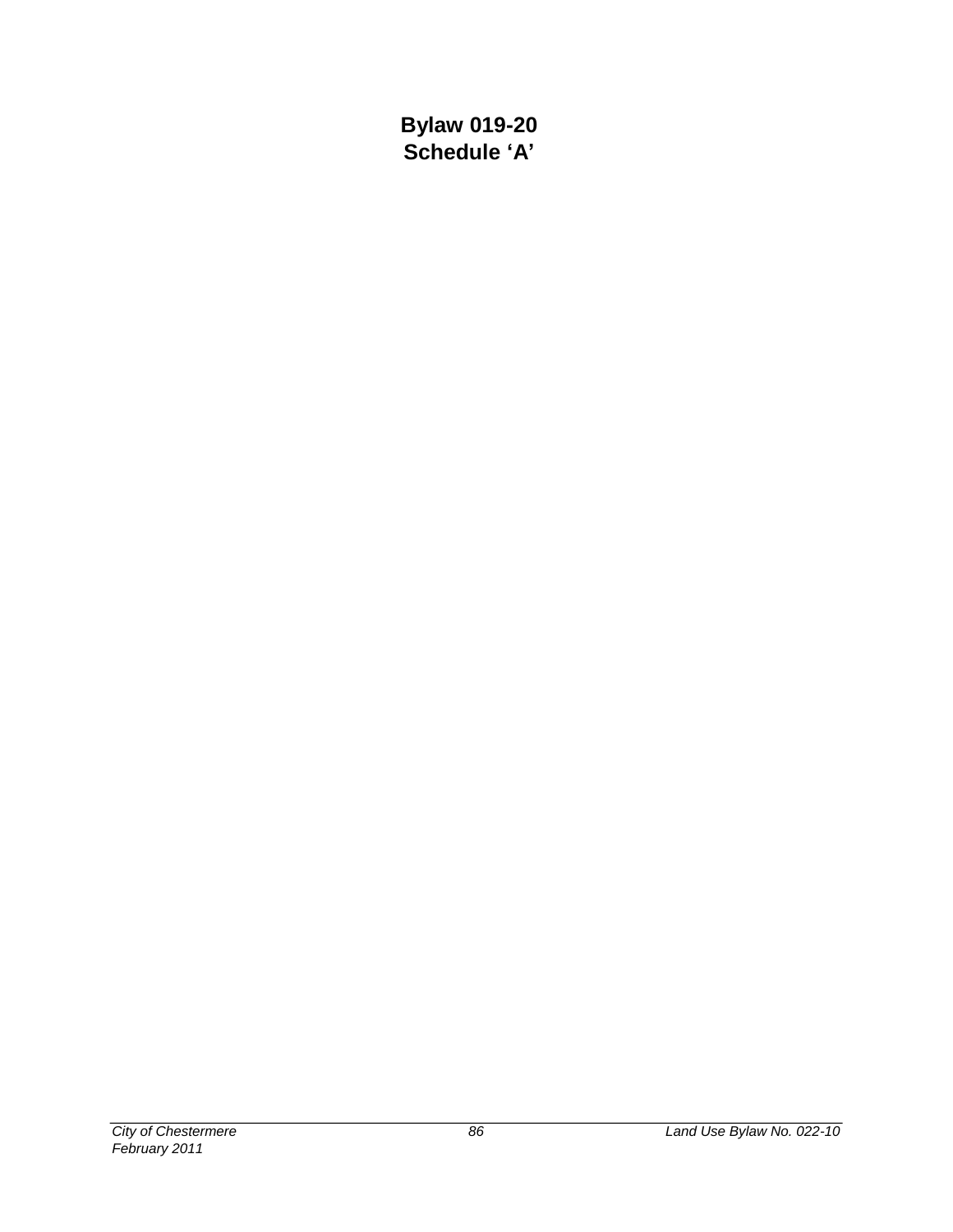**Bylaw 019-20**
**Schedule 'A'**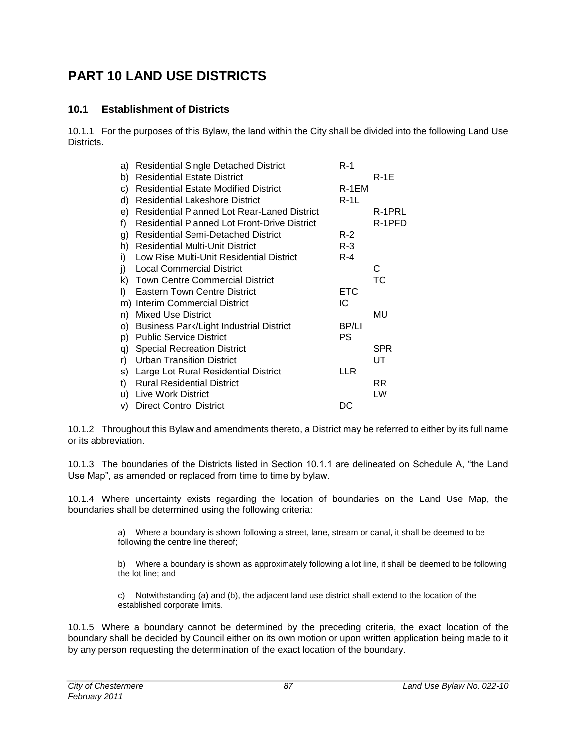# PART 10 LAND USE DISTRICTS

## 10.1 Establishment of Districts

10.1.1 For the purposes of this Bylaw, the land within the City shall be divided into the following Land Use Districts.

| | District | Abbreviation |
|---|---|---|
| a) | Residential Single Detached District | R-1 |
| b) | Residential Estate District | R-1E |
| c) | Residential Estate Modified District | R-1EM |
| d) | Residential Lakeshore District | R-1L |
| e) | Residential Planned Lot Rear-Laned District | R-1PRL |
| f) | Residential Planned Lot Front-Drive District | R-1PFD |
| g) | Residential Semi-Detached District | R-2 |
| h) | Residential Multi-Unit District | R-3 |
| i) | Low Rise Multi-Unit Residential District | R-4 |
| j) | Local Commercial District | C |
| k) | Town Centre Commercial District | TC |
| l) | Eastern Town Centre District | ETC |
| m) | Interim Commercial District | IC |
| n) | Mixed Use District | MU |
| o) | Business Park/Light Industrial District | BP/LI |
| p) | Public Service District | PS |
| q) | Special Recreation District | SPR |
| r) | Urban Transition District | UT |
| s) | Large Lot Rural Residential District | LLR |
| t) | Rural Residential District | RR |
| u) | Live Work District | LW |
| v) | Direct Control District | DC |

10.1.2 Throughout this Bylaw and amendments thereto, a District may be referred to either by its full name or its abbreviation.

10.1.3 The boundaries of the Districts listed in Section 10.1.1 are delineated on Schedule A, "the Land Use Map", as amended or replaced from time to time by bylaw.

10.1.4 Where uncertainty exists regarding the location of boundaries on the Land Use Map, the boundaries shall be determined using the following criteria:

a) Where a boundary is shown following a street, lane, stream or canal, it shall be deemed to be following the centre line thereof;

b) Where a boundary is shown as approximately following a lot line, it shall be deemed to be following the lot line; and

c) Notwithstanding (a) and (b), the adjacent land use district shall extend to the location of the established corporate limits.

10.1.5 Where a boundary cannot be determined by the preceding criteria, the exact location of the boundary shall be decided by Council either on its own motion or upon written application being made to it by any person requesting the determination of the exact location of the boundary.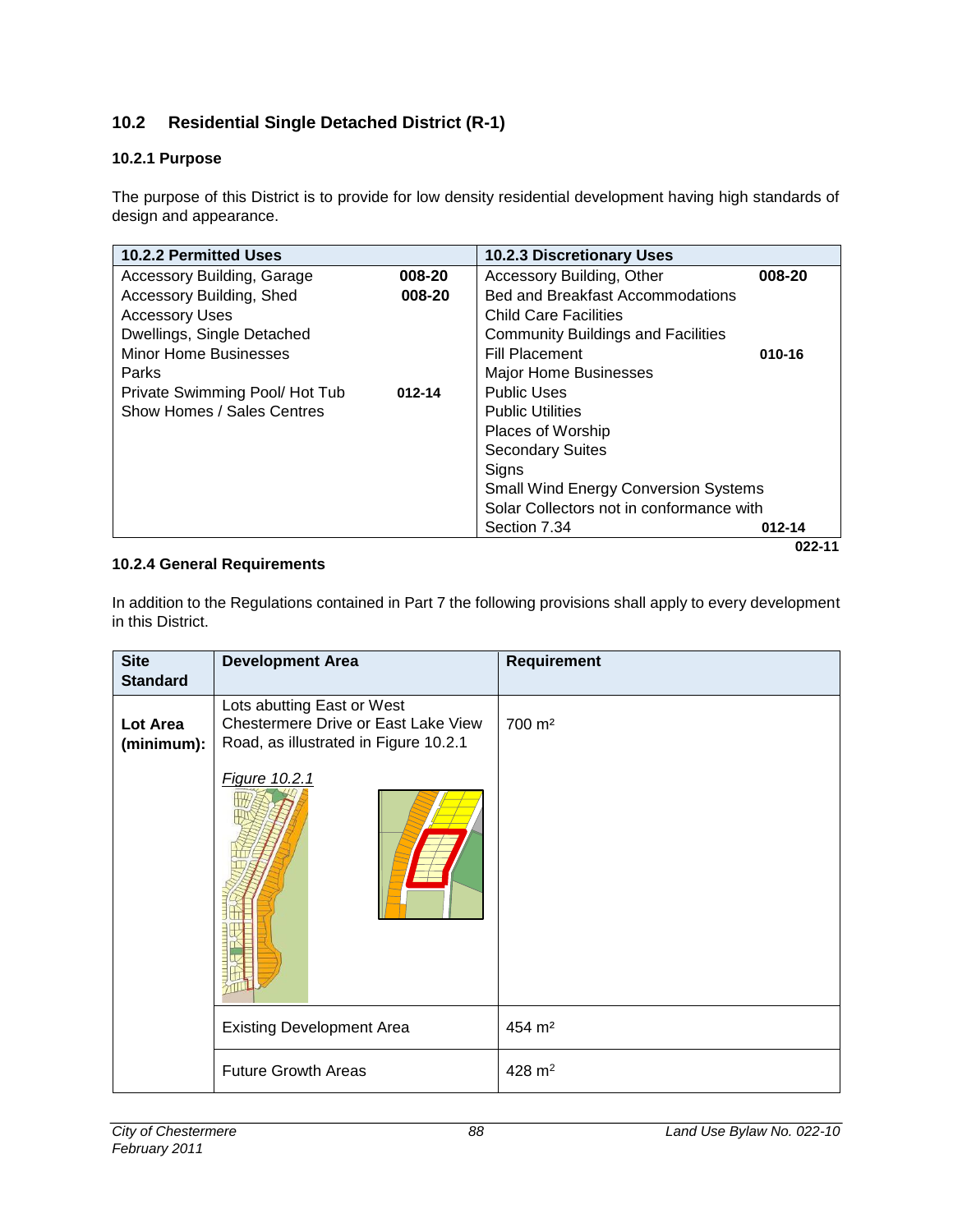## 10.2 Residential Single Detached District (R-1)

### 10.2.1 Purpose

The purpose of this District is to provide for low density residential development having high standards of design and appearance.

| 10.2.2 Permitted Uses | | 10.2.3 Discretionary Uses | |
|---|---|---|---|
| Accessory Building, Garage | 008-20 | Accessory Building, Other | 008-20 |
| Accessory Building, Shed | 008-20 | Bed and Breakfast Accommodations | |
| Accessory Uses | | Child Care Facilities | |
| Dwellings, Single Detached | | Community Buildings and Facilities | |
| Minor Home Businesses | | Fill Placement | 010-16 |
| Parks | | Major Home Businesses | |
| Private Swimming Pool/ Hot Tub | 012-14 | Public Uses | |
| Show Homes / Sales Centres | | Public Utilities | |
| | | Places of Worship | |
| | | Secondary Suites | |
| | | Signs | |
| | | Small Wind Energy Conversion Systems | |
| | | Solar Collectors not in conformance with Section 7.34 | 012-14 |

022-11

### 10.2.4 General Requirements

In addition to the Regulations contained in Part 7 the following provisions shall apply to every development in this District.

| Site Standard | Development Area | Requirement |
|---|---|---|
| **Lot Area (minimum):** | Lots abutting East or West Chestermere Drive or East Lake View Road, as illustrated in Figure 10.2.1<br><br>*Figure 10.2.1* | 700 m² |
| | Existing Development Area | 454 m² |
| | Future Growth Areas | 428 m² |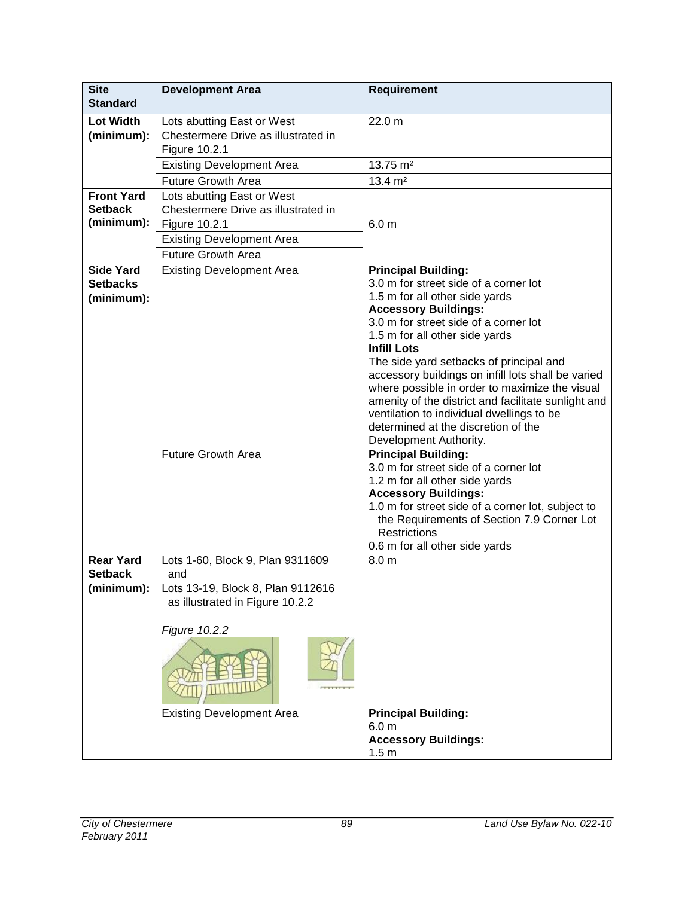| Site Standard | Development Area | Requirement |
|---|---|---|
| **Lot Width (minimum):** | Lots abutting East or West Chestermere Drive as illustrated in Figure 10.2.1 | 22.0 m |
| | Existing Development Area | 13.75 m² |
| | Future Growth Area | 13.4 m² |
| **Front Yard Setback (minimum):** | Lots abutting East or West Chestermere Drive as illustrated in Figure 10.2.1 | 6.0 m |
| | Existing Development Area | |
| | Future Growth Area | |
| **Side Yard Setbacks (minimum):** | Existing Development Area | **Principal Building:**<br>3.0 m for street side of a corner lot<br>1.5 m for all other side yards<br>**Accessory Buildings:**<br>3.0 m for street side of a corner lot<br>1.5 m for all other side yards<br>**Infill Lots**<br>The side yard setbacks of principal and accessory buildings on infill lots shall be varied where possible in order to maximize the visual amenity of the district and facilitate sunlight and ventilation to individual dwellings to be determined at the discretion of the Development Authority. |
| | Future Growth Area | **Principal Building:**<br>3.0 m for street side of a corner lot<br>1.2 m for all other side yards<br>**Accessory Buildings:**<br>1.0 m for street side of a corner lot, subject to the Requirements of Section 7.9 Corner Lot Restrictions<br>0.6 m for all other side yards |
| **Rear Yard Setback (minimum):** | Lots 1-60, Block 9, Plan 9311609 and Lots 13-19, Block 8, Plan 9112616 as illustrated in Figure 10.2.2<br><br>*Figure 10.2.2* | 8.0 m |
| | Existing Development Area | **Principal Building:**<br>6.0 m<br>**Accessory Buildings:**<br>1.5 m |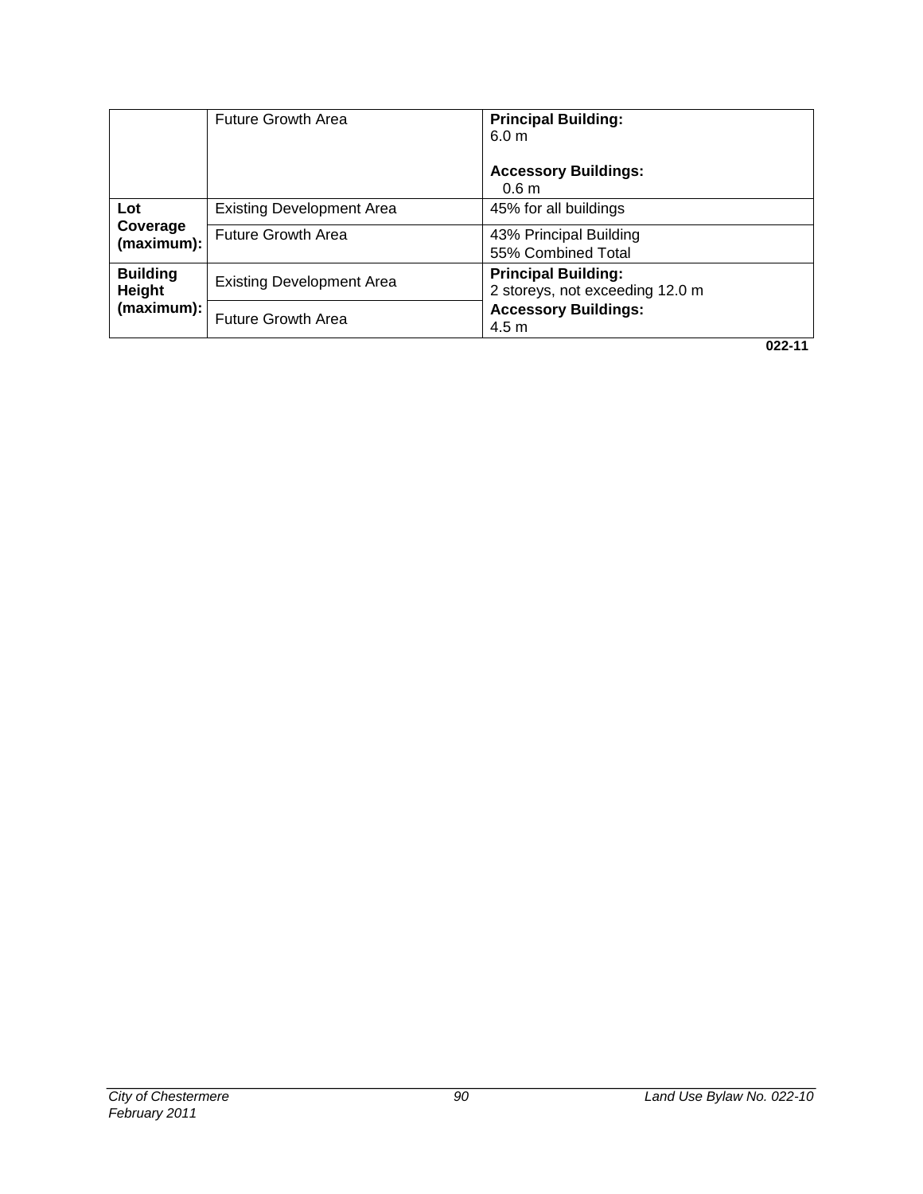| | | |
|---|---|---|
| | Future Growth Area | **Principal Building:**<br>6.0 m<br><br>**Accessory Buildings:**<br>0.6 m |
| **Lot Coverage (maximum):** | Existing Development Area | 45% for all buildings |
| | Future Growth Area | 43% Principal Building<br>55% Combined Total |
| **Building Height (maximum):** | Existing Development Area | **Principal Building:**<br>2 storeys, not exceeding 12.0 m<br>**Accessory Buildings:**<br>4.5 m |
| | Future Growth Area | |

**022-11**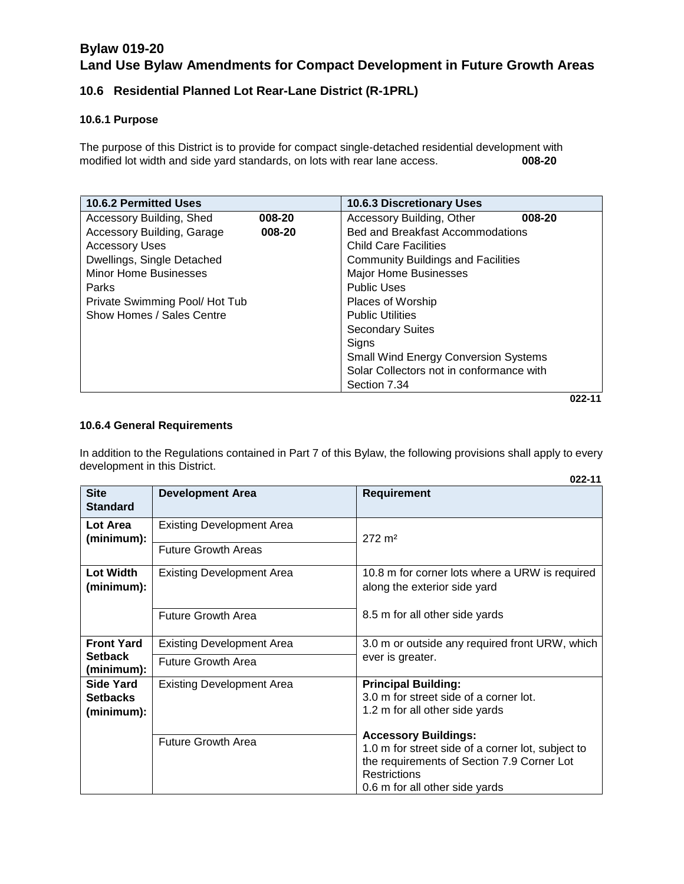# Bylaw 019-20
# Land Use Bylaw Amendments for Compact Development in Future Growth Areas

## 10.6 Residential Planned Lot Rear-Lane District (R-1PRL)

### 10.6.1 Purpose

The purpose of this District is to provide for compact single-detached residential development with modified lot width and side yard standards, on lots with rear lane access. **008-20**

| 10.6.2 Permitted Uses | 10.6.3 Discretionary Uses |
|---|---|
| Accessory Building, Shed **008-20** | Accessory Building, Other **008-20** |
| Accessory Building, Garage **008-20** | Bed and Breakfast Accommodations |
| Accessory Uses | Child Care Facilities |
| Dwellings, Single Detached | Community Buildings and Facilities |
| Minor Home Businesses | Major Home Businesses |
| Parks | Public Uses |
| Private Swimming Pool/ Hot Tub | Places of Worship |
| Show Homes / Sales Centre | Public Utilities |
| | Secondary Suites |
| | Signs |
| | Small Wind Energy Conversion Systems |
| | Solar Collectors not in conformance with Section 7.34 |

**022-11**

### 10.6.4 General Requirements

In addition to the Regulations contained in Part 7 of this Bylaw, the following provisions shall apply to every development in this District.

**022-11**

| Site Standard | Development Area | Requirement |
|---|---|---|
| **Lot Area (minimum):** | Existing Development Area | 272 m² |
| | Future Growth Areas | |
| **Lot Width (minimum):** | Existing Development Area | 10.8 m for corner lots where a URW is required along the exterior side yard<br><br>8.5 m for all other side yards |
| | Future Growth Area | |
| **Front Yard Setback (minimum):** | Existing Development Area | 3.0 m or outside any required front URW, which ever is greater. |
| | Future Growth Area | |
| **Side Yard Setbacks (minimum):** | Existing Development Area | **Principal Building:**<br>3.0 m for street side of a corner lot.<br>1.2 m for all other side yards<br><br>**Accessory Buildings:**<br>1.0 m for street side of a corner lot, subject to the requirements of Section 7.9 Corner Lot Restrictions<br>0.6 m for all other side yards |
| | Future Growth Area | |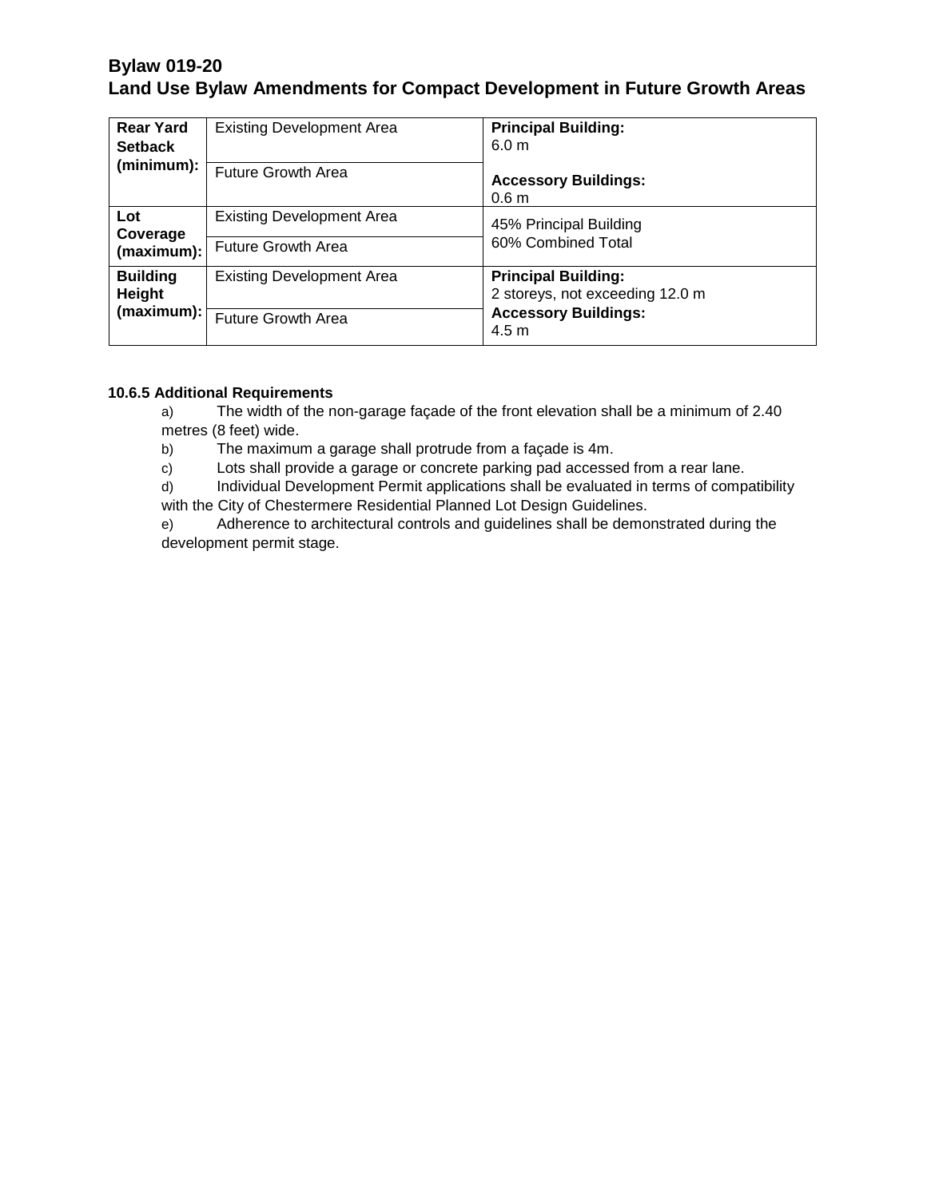## Bylaw 019-20
## Land Use Bylaw Amendments for Compact Development in Future Growth Areas

| | | |
|---|---|---|
| **Rear Yard Setback (minimum):** | Existing Development Area | **Principal Building:** 6.0 m<br><br>**Accessory Buildings:** 0.6 m |
| | Future Growth Area | |
| **Lot Coverage (maximum):** | Existing Development Area | 45% Principal Building<br>60% Combined Total |
| | Future Growth Area | |
| **Building Height (maximum):** | Existing Development Area | **Principal Building:** 2 storeys, not exceeding 12.0 m<br>**Accessory Buildings:** 4.5 m |
| | Future Growth Area | |

**10.6.5 Additional Requirements**

a) The width of the non-garage façade of the front elevation shall be a minimum of 2.40 metres (8 feet) wide.

b) The maximum a garage shall protrude from a façade is 4m.

c) Lots shall provide a garage or concrete parking pad accessed from a rear lane.

d) Individual Development Permit applications shall be evaluated in terms of compatibility with the City of Chestermere Residential Planned Lot Design Guidelines.

e) Adherence to architectural controls and guidelines shall be demonstrated during the development permit stage.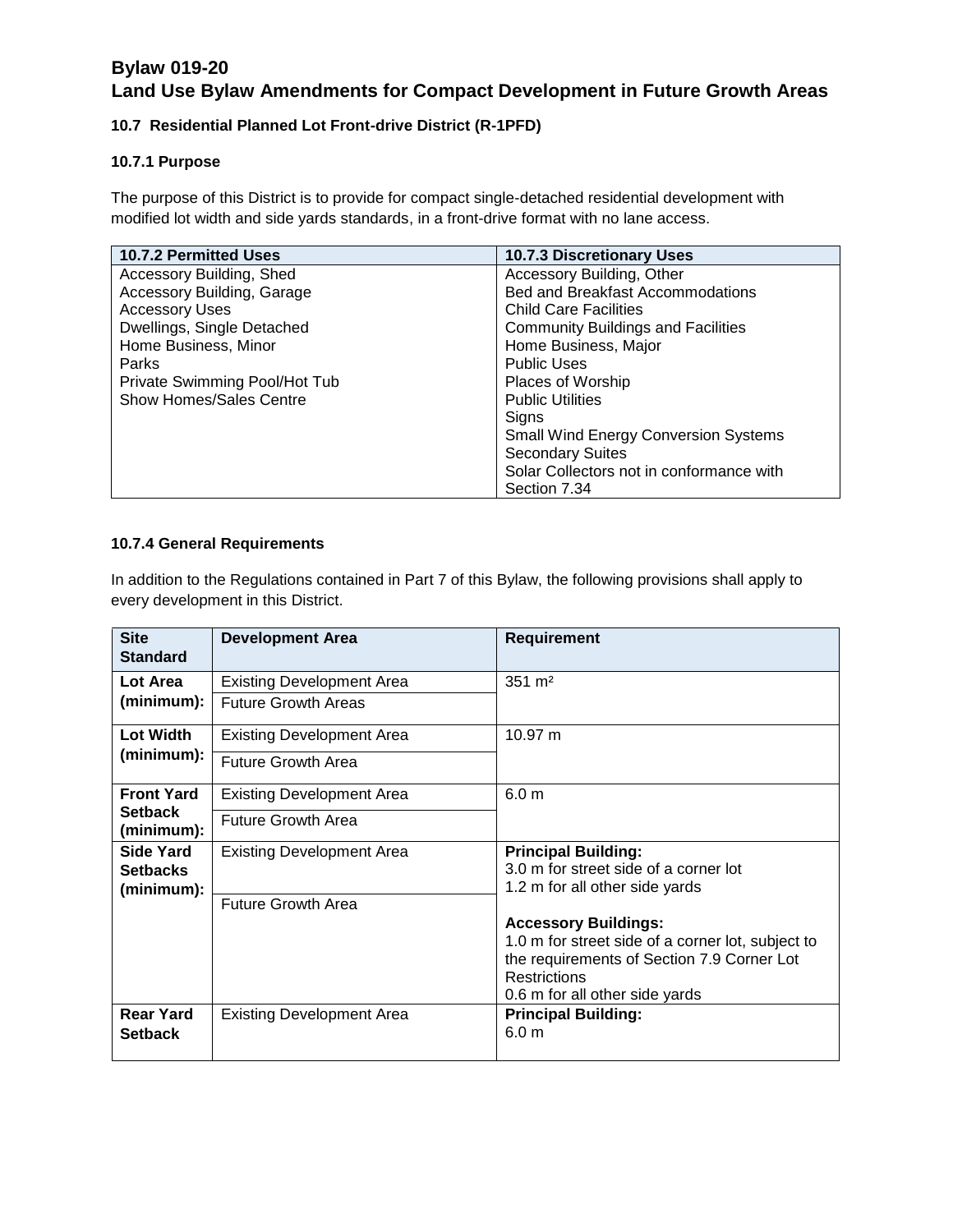# Bylaw 019-20
# Land Use Bylaw Amendments for Compact Development in Future Growth Areas

### 10.7 Residential Planned Lot Front-drive District (R-1PFD)

#### 10.7.1 Purpose

The purpose of this District is to provide for compact single-detached residential development with modified lot width and side yards standards, in a front-drive format with no lane access.

| 10.7.2 Permitted Uses | 10.7.3 Discretionary Uses |
|---|---|
| Accessory Building, Shed | Accessory Building, Other |
| Accessory Building, Garage | Bed and Breakfast Accommodations |
| Accessory Uses | Child Care Facilities |
| Dwellings, Single Detached | Community Buildings and Facilities |
| Home Business, Minor | Home Business, Major |
| Parks | Public Uses |
| Private Swimming Pool/Hot Tub | Places of Worship |
| Show Homes/Sales Centre | Public Utilities |
| | Signs |
| | Small Wind Energy Conversion Systems |
| | Secondary Suites |
| | Solar Collectors not in conformance with Section 7.34 |

#### 10.7.4 General Requirements

In addition to the Regulations contained in Part 7 of this Bylaw, the following provisions shall apply to every development in this District.

| Site Standard | Development Area | Requirement |
|---|---|---|
| **Lot Area (minimum):** | Existing Development Area | 351 m² |
| | Future Growth Areas | |
| **Lot Width (minimum):** | Existing Development Area | 10.97 m |
| | Future Growth Area | |
| **Front Yard Setback (minimum):** | Existing Development Area | 6.0 m |
| | Future Growth Area | |
| **Side Yard Setbacks (minimum):** | Existing Development Area | **Principal Building:** 3.0 m for street side of a corner lot; 1.2 m for all other side yards |
| | Future Growth Area | **Accessory Buildings:** 1.0 m for street side of a corner lot, subject to the requirements of Section 7.9 Corner Lot Restrictions; 0.6 m for all other side yards |
| **Rear Yard Setback** | Existing Development Area | **Principal Building:** 6.0 m |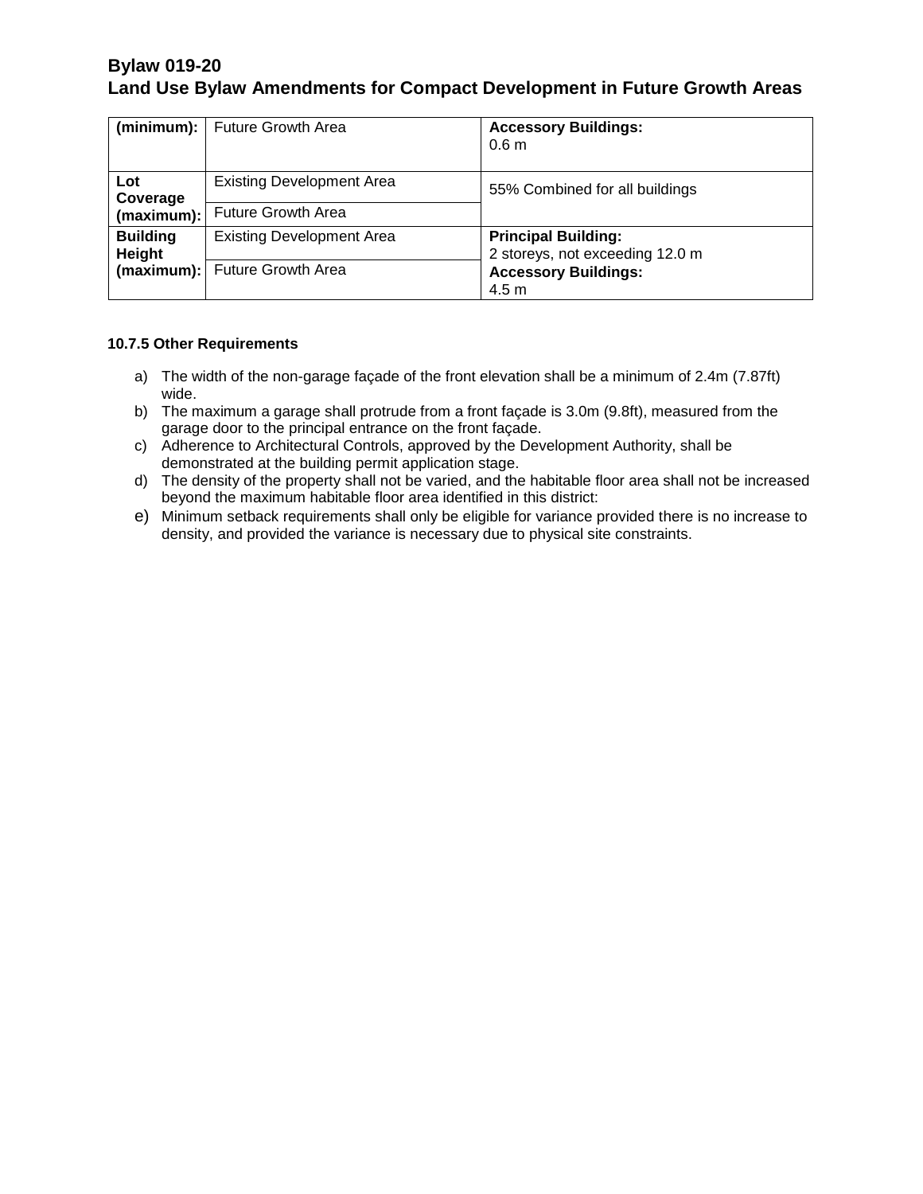**Bylaw 019-20**
**Land Use Bylaw Amendments for Compact Development in Future Growth Areas**

| | | |
|---|---|---|
| **(minimum):** | Future Growth Area | **Accessory Buildings:** 0.6 m |
| **Lot Coverage (maximum):** | Existing Development Area | 55% Combined for all buildings |
| | Future Growth Area | |
| **Building Height (maximum):** | Existing Development Area | **Principal Building:** 2 storeys, not exceeding 12.0 m |
| | Future Growth Area | **Accessory Buildings:** 4.5 m |

**10.7.5 Other Requirements**

a) The width of the non-garage façade of the front elevation shall be a minimum of 2.4m (7.87ft) wide.
b) The maximum a garage shall protrude from a front façade is 3.0m (9.8ft), measured from the garage door to the principal entrance on the front façade.
c) Adherence to Architectural Controls, approved by the Development Authority, shall be demonstrated at the building permit application stage.
d) The density of the property shall not be varied, and the habitable floor area shall not be increased beyond the maximum habitable floor area identified in this district:
e) Minimum setback requirements shall only be eligible for variance provided there is no increase to density, and provided the variance is necessary due to physical site constraints.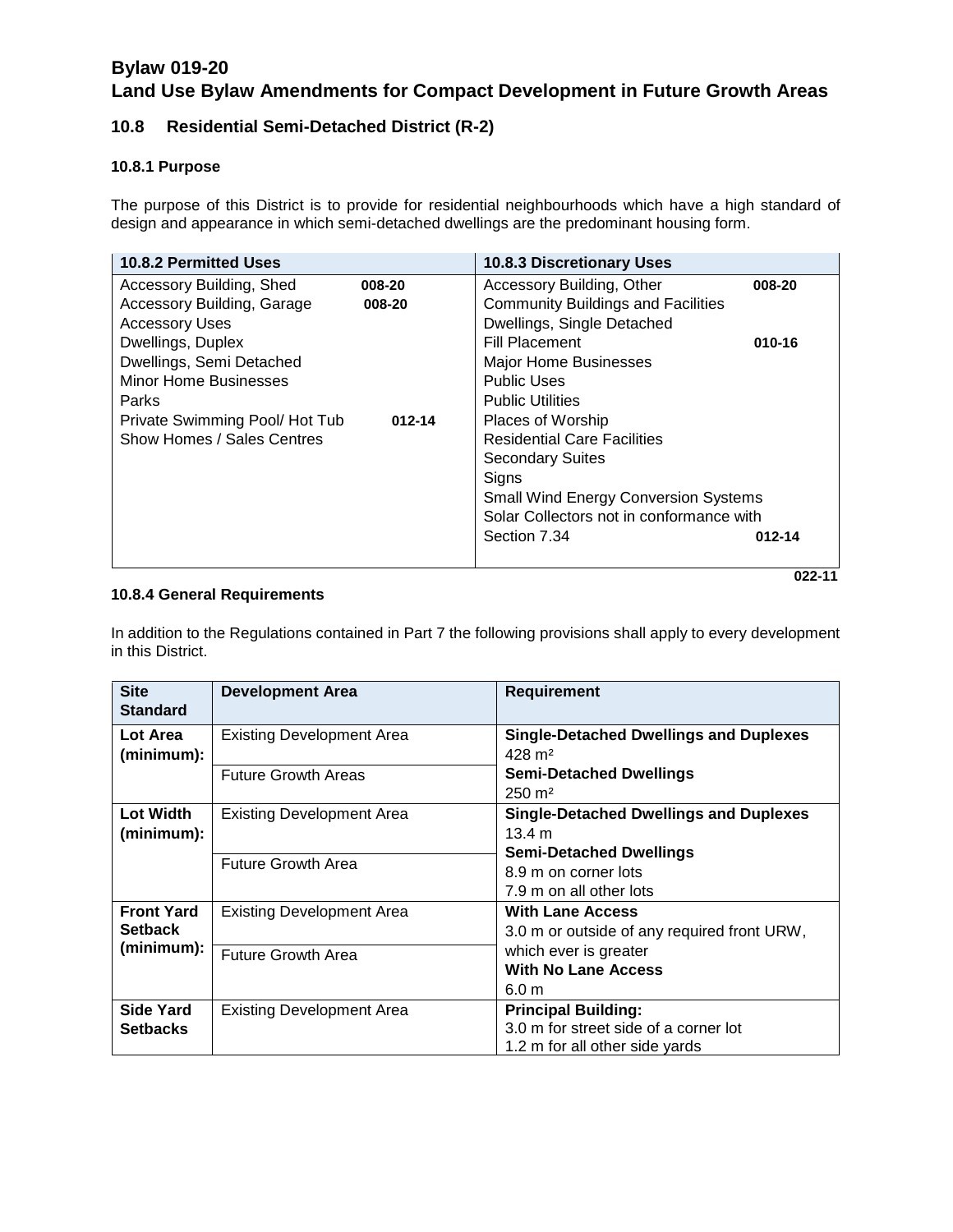# Bylaw 019-20
# Land Use Bylaw Amendments for Compact Development in Future Growth Areas

## 10.8 Residential Semi-Detached District (R-2)

### 10.8.1 Purpose

The purpose of this District is to provide for residential neighbourhoods which have a high standard of design and appearance in which semi-detached dwellings are the predominant housing form.

| 10.8.2 Permitted Uses | | 10.8.3 Discretionary Uses | |
|---|---|---|---|
| Accessory Building, Shed | 008-20 | Accessory Building, Other | 008-20 |
| Accessory Building, Garage | 008-20 | Community Buildings and Facilities | |
| Accessory Uses | | Dwellings, Single Detached | |
| Dwellings, Duplex | | Fill Placement | 010-16 |
| Dwellings, Semi Detached | | Major Home Businesses | |
| Minor Home Businesses | | Public Uses | |
| Parks | | Public Utilities | |
| Private Swimming Pool/ Hot Tub | 012-14 | Places of Worship | |
| Show Homes / Sales Centres | | Residential Care Facilities | |
| | | Secondary Suites | |
| | | Signs | |
| | | Small Wind Energy Conversion Systems | |
| | | Solar Collectors not in conformance with Section 7.34 | 012-14 |

022-11

### 10.8.4 General Requirements

In addition to the Regulations contained in Part 7 the following provisions shall apply to every development in this District.

| Site Standard | Development Area | Requirement |
|---|---|---|
| **Lot Area (minimum):** | Existing Development Area | **Single-Detached Dwellings and Duplexes** 428 m² |
| | Future Growth Areas | **Semi-Detached Dwellings** 250 m² |
| **Lot Width (minimum):** | Existing Development Area | **Single-Detached Dwellings and Duplexes** 13.4 m |
| | Future Growth Area | **Semi-Detached Dwellings** 8.9 m on corner lots 7.9 m on all other lots |
| **Front Yard Setback (minimum):** | Existing Development Area | **With Lane Access** 3.0 m or outside of any required front URW, which ever is greater |
| | Future Growth Area | **With No Lane Access** 6.0 m |
| **Side Yard Setbacks** | Existing Development Area | **Principal Building:** 3.0 m for street side of a corner lot 1.2 m for all other side yards |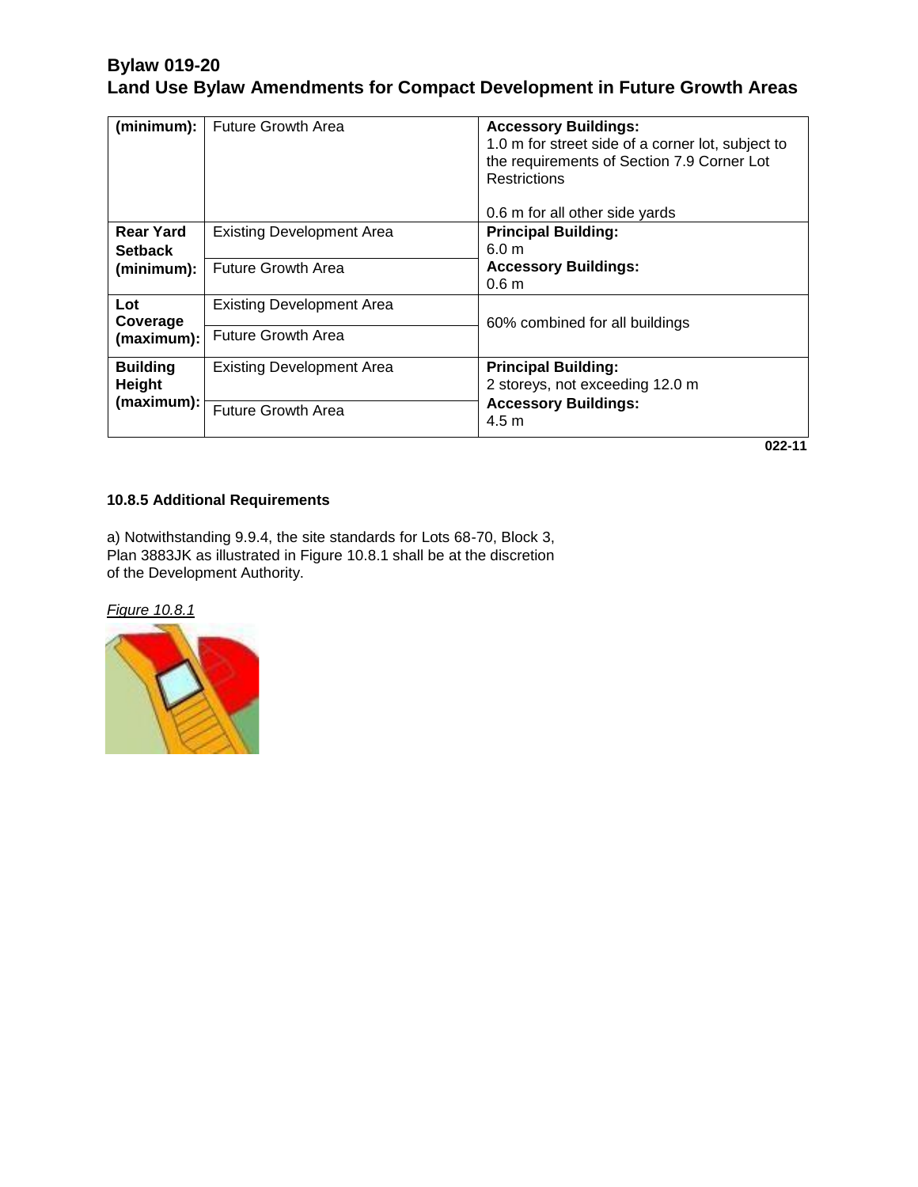**Bylaw 019-20**
**Land Use Bylaw Amendments for Compact Development in Future Growth Areas**

| | | |
|---|---|---|
| **(minimum):** | Future Growth Area | **Accessory Buildings:** 1.0 m for street side of a corner lot, subject to the requirements of Section 7.9 Corner Lot Restrictions<br><br>0.6 m for all other side yards |
| **Rear Yard Setback (minimum):** | Existing Development Area | **Principal Building:** 6.0 m<br>**Accessory Buildings:** 0.6 m |
| | Future Growth Area | |
| **Lot Coverage (maximum):** | Existing Development Area | 60% combined for all buildings |
| | Future Growth Area | |
| **Building Height (maximum):** | Existing Development Area | **Principal Building:** 2 storeys, not exceeding 12.0 m<br>**Accessory Buildings:** 4.5 m |
| | Future Growth Area | |

**022-11**

**10.8.5 Additional Requirements**

a) Notwithstanding 9.9.4, the site standards for Lots 68-70, Block 3, Plan 3883JK as illustrated in Figure 10.8.1 shall be at the discretion of the Development Authority.

*Figure 10.8.1*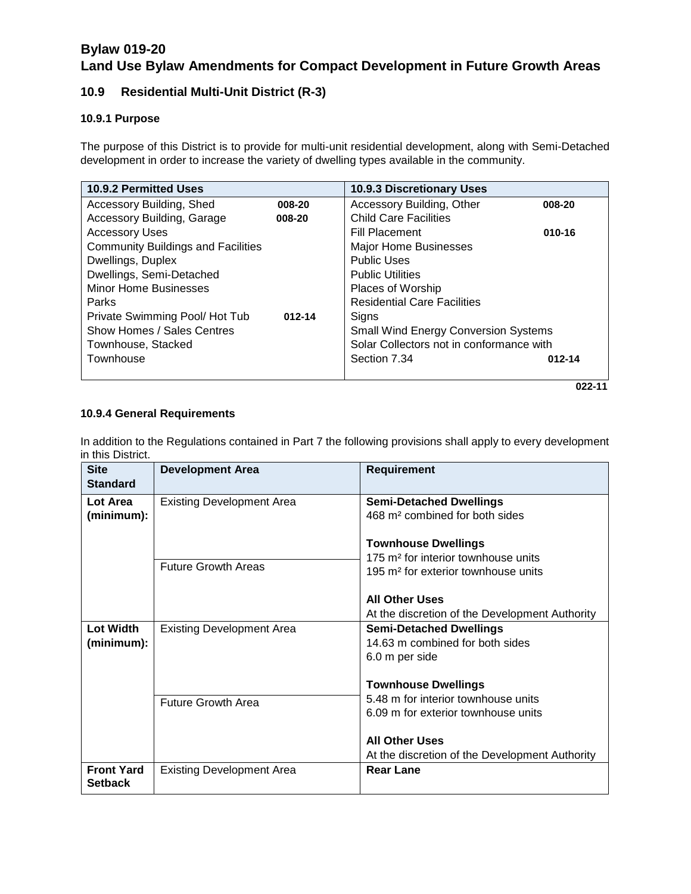# Bylaw 019-20
# Land Use Bylaw Amendments for Compact Development in Future Growth Areas

## 10.9 Residential Multi-Unit District (R-3)

### 10.9.1 Purpose

The purpose of this District is to provide for multi-unit residential development, along with Semi-Detached development in order to increase the variety of dwelling types available in the community.

| 10.9.2 Permitted Uses | | 10.9.3 Discretionary Uses | |
|---|---|---|---|
| Accessory Building, Shed | 008-20 | Accessory Building, Other | 008-20 |
| Accessory Building, Garage | 008-20 | Child Care Facilities | |
| Accessory Uses | | Fill Placement | 010-16 |
| Community Buildings and Facilities | | Major Home Businesses | |
| Dwellings, Duplex | | Public Uses | |
| Dwellings, Semi-Detached | | Public Utilities | |
| Minor Home Businesses | | Places of Worship | |
| Parks | | Residential Care Facilities | |
| Private Swimming Pool/ Hot Tub | 012-14 | Signs | |
| Show Homes / Sales Centres | | Small Wind Energy Conversion Systems | |
| Townhouse, Stacked | | Solar Collectors not in conformance with | |
| Townhouse | | Section 7.34 | 012-14 |

022-11

### 10.9.4 General Requirements

In addition to the Regulations contained in Part 7 the following provisions shall apply to every development in this District.

| Site Standard | Development Area | Requirement |
|---|---|---|
| **Lot Area (minimum):** | Existing Development Area | **Semi-Detached Dwellings**<br>468 m² combined for both sides<br><br>**Townhouse Dwellings**<br>175 m² for interior townhouse units<br>195 m² for exterior townhouse units<br><br>**All Other Uses**<br>At the discretion of the Development Authority |
| | Future Growth Areas | |
| **Lot Width (minimum):** | Existing Development Area | **Semi-Detached Dwellings**<br>14.63 m combined for both sides<br>6.0 m per side<br><br>**Townhouse Dwellings**<br>5.48 m for interior townhouse units<br>6.09 m for exterior townhouse units<br><br>**All Other Uses**<br>At the discretion of the Development Authority |
| | Future Growth Area | |
| **Front Yard Setback** | Existing Development Area | **Rear Lane** |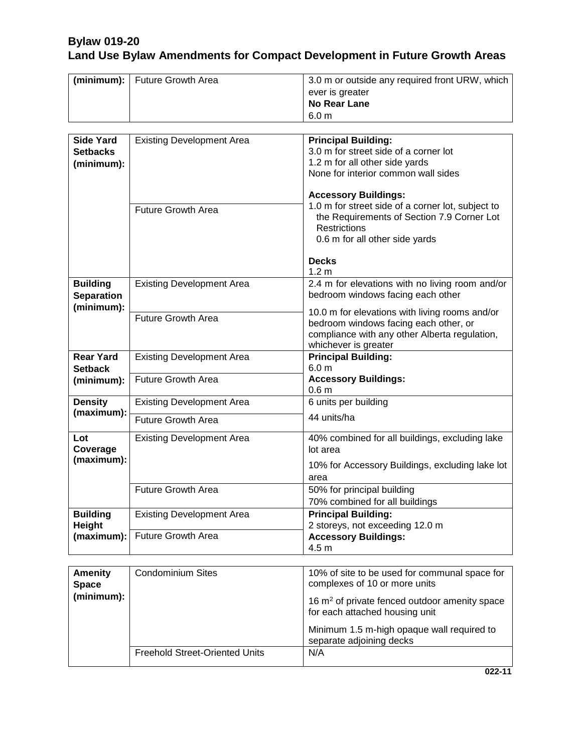## Bylaw 019-20
## Land Use Bylaw Amendments for Compact Development in Future Growth Areas

| | | |
|---|---|---|
| (minimum): | Future Growth Area | 3.0 m or outside any required front URW, which ever is greater<br>**No Rear Lane**<br>6.0 m |

| | | |
|---|---|---|
| **Side Yard Setbacks (minimum):** | Existing Development Area | **Principal Building:**<br>3.0 m for street side of a corner lot<br>1.2 m for all other side yards<br>None for interior common wall sides<br><br>**Accessory Buildings:**<br>1.0 m for street side of a corner lot, subject to the Requirements of Section 7.9 Corner Lot Restrictions<br>0.6 m for all other side yards<br><br>**Decks**<br>1.2 m |
| | Future Growth Area | |
| **Building Separation (minimum):** | Existing Development Area | 2.4 m for elevations with no living room and/or bedroom windows facing each other<br>10.0 m for elevations with living rooms and/or bedroom windows facing each other, or compliance with any other Alberta regulation, whichever is greater |
| | Future Growth Area | |
| **Rear Yard Setback (minimum):** | Existing Development Area | **Principal Building:**<br>6.0 m<br>**Accessory Buildings:**<br>0.6 m |
| | Future Growth Area | |
| **Density (maximum):** | Existing Development Area | 6 units per building |
| | Future Growth Area | 44 units/ha |
| **Lot Coverage (maximum):** | Existing Development Area | 40% combined for all buildings, excluding lake lot area<br>10% for Accessory Buildings, excluding lake lot area |
| | Future Growth Area | 50% for principal building<br>70% combined for all buildings |
| **Building Height (maximum):** | Existing Development Area | **Principal Building:**<br>2 storeys, not exceeding 12.0 m<br>**Accessory Buildings:**<br>4.5 m |
| | Future Growth Area | |

| | | |
|---|---|---|
| **Amenity Space (minimum):** | Condominium Sites | 10% of site to be used for communal space for complexes of 10 or more units<br>16 $m^2$ of private fenced outdoor amenity space for each attached housing unit<br>Minimum 1.5 m-high opaque wall required to separate adjoining decks |
| | Freehold Street-Oriented Units | N/A |

022-11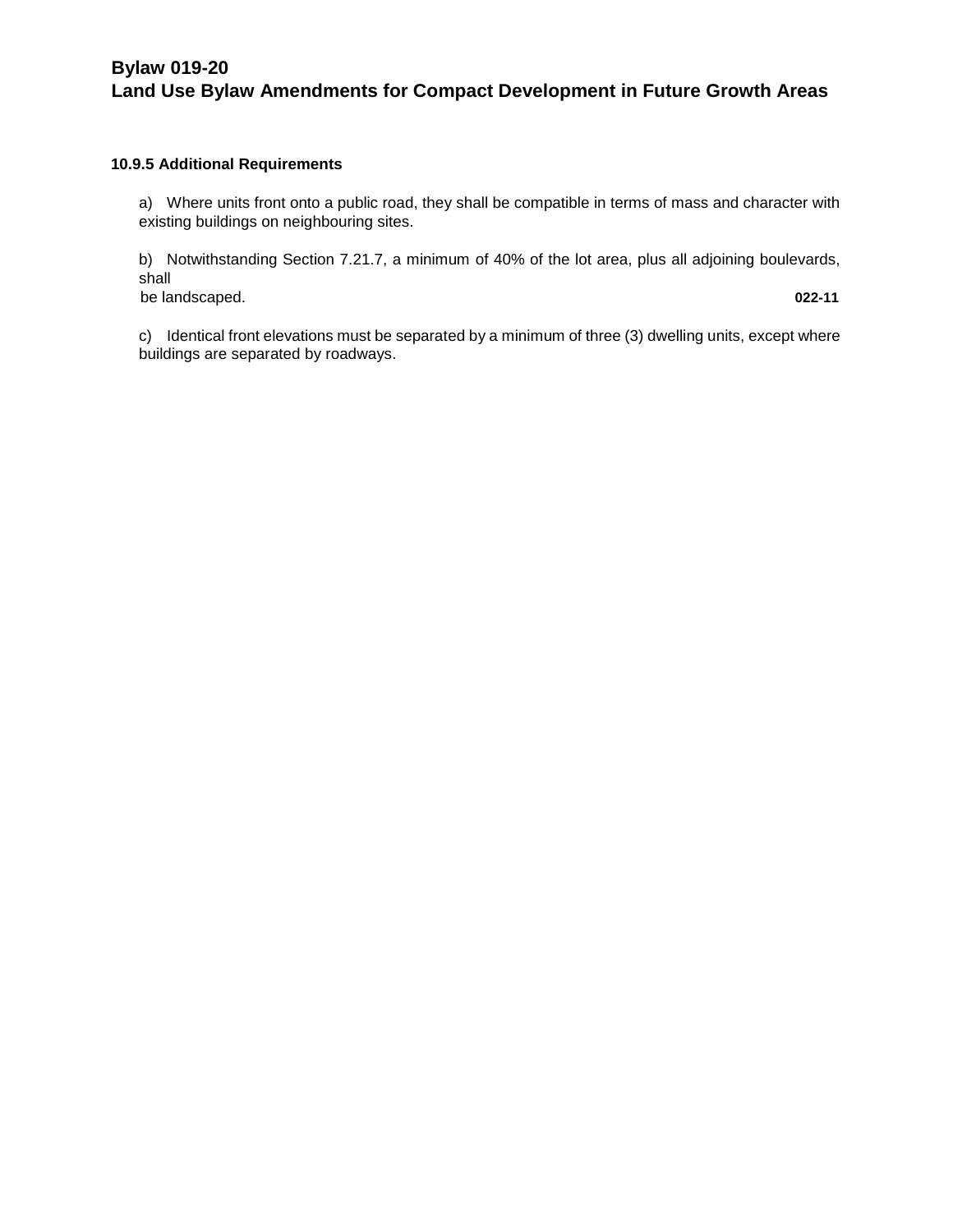### 10.9.5 Additional Requirements

a) Where units front onto a public road, they shall be compatible in terms of mass and character with existing buildings on neighbouring sites.

b) Notwithstanding Section 7.21.7, a minimum of 40% of the lot area, plus all adjoining boulevards, shall be landscaped. **022-11**

c) Identical front elevations must be separated by a minimum of three (3) dwelling units, except where buildings are separated by roadways.